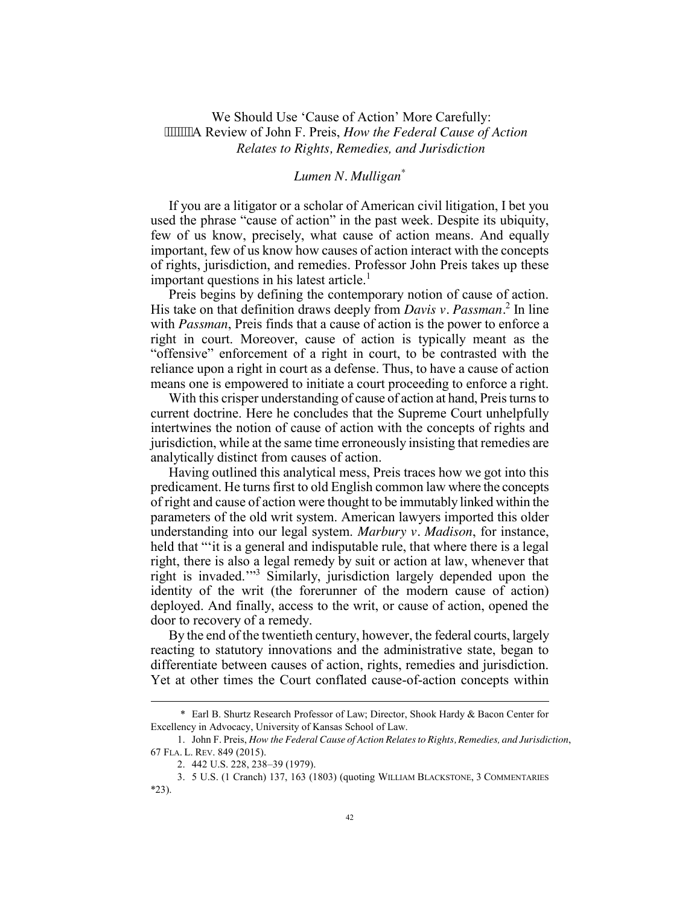# We Should Use 'Cause of Action' More Carefully: A Review of John F. Preis, *How the Federal Cause of Action Relates to Rights, Remedies, and Jurisdiction*

*Lumen N. Mulligan*[*]

If you are a litigator or a scholar of American civil litigation, I bet you used the phrase "cause of action" in the past week. Despite its ubiquity, few of us know, precisely, what cause of action means. And equally important, few of us know how causes of action interact with the concepts of rights, jurisdiction, and remedies. Professor John Preis takes up these important questions in his latest article.[1]

Preis begins by defining the contemporary notion of cause of action. His take on that definition draws deeply from *Davis v. Passman*.[2] In line with *Passman*, Preis finds that a cause of action is the power to enforce a right in court. Moreover, cause of action is typically meant as the "offensive" enforcement of a right in court, to be contrasted with the reliance upon a right in court as a defense. Thus, to have a cause of action means one is empowered to initiate a court proceeding to enforce a right.

With this crisper understanding of cause of action at hand, Preis turns to current doctrine. Here he concludes that the Supreme Court unhelpfully intertwines the notion of cause of action with the concepts of rights and jurisdiction, while at the same time erroneously insisting that remedies are analytically distinct from causes of action.

Having outlined this analytical mess, Preis traces how we got into this predicament. He turns first to old English common law where the concepts of right and cause of action were thought to be immutably linked within the parameters of the old writ system. American lawyers imported this older understanding into our legal system. *Marbury v. Madison*, for instance, held that "'it is a general and indisputable rule, that where there is a legal right, there is also a legal remedy by suit or action at law, whenever that right is invaded.'"[3] Similarly, jurisdiction largely depended upon the identity of the writ (the forerunner of the modern cause of action) deployed. And finally, access to the writ, or cause of action, opened the door to recovery of a remedy.

By the end of the twentieth century, however, the federal courts, largely reacting to statutory innovations and the administrative state, began to differentiate between causes of action, rights, remedies and jurisdiction. Yet at other times the Court conflated cause-of-action concepts within

---

[*] Earl B. Shurtz Research Professor of Law; Director, Shook Hardy & Bacon Center for Excellency in Advocacy, University of Kansas School of Law.

1. John F. Preis, *How the Federal Cause of Action Relates to Rights, Remedies, and Jurisdiction*, 67 FLA. L. REV. 849 (2015).

2. 442 U.S. 228, 238–39 (1979).

3. 5 U.S. (1 Cranch) 137, 163 (1803) (quoting WILLIAM BLACKSTONE, 3 COMMENTARIES *23).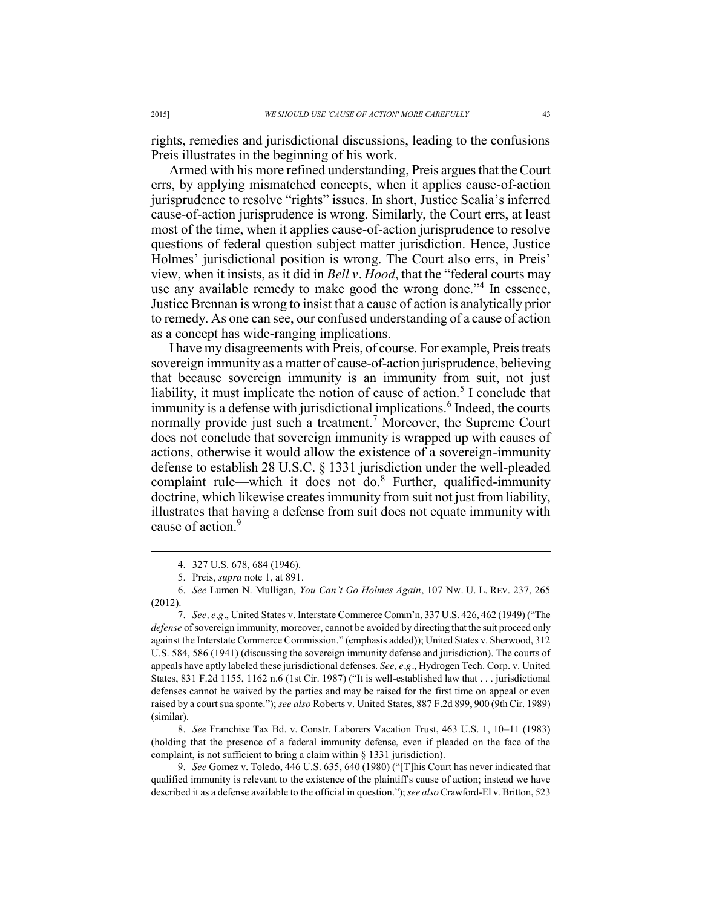rights, remedies and jurisdictional discussions, leading to the confusions Preis illustrates in the beginning of his work.

Armed with his more refined understanding, Preis argues that the Court errs, by applying mismatched concepts, when it applies cause-of-action jurisprudence to resolve "rights" issues. In short, Justice Scalia's inferred cause-of-action jurisprudence is wrong. Similarly, the Court errs, at least most of the time, when it applies cause-of-action jurisprudence to resolve questions of federal question subject matter jurisdiction. Hence, Justice Holmes' jurisdictional position is wrong. The Court also errs, in Preis' view, when it insists, as it did in *Bell v. Hood*, that the "federal courts may use any available remedy to make good the wrong done."[4] In essence, Justice Brennan is wrong to insist that a cause of action is analytically prior to remedy. As one can see, our confused understanding of a cause of action as a concept has wide-ranging implications.

I have my disagreements with Preis, of course. For example, Preis treats sovereign immunity as a matter of cause-of-action jurisprudence, believing that because sovereign immunity is an immunity from suit, not just liability, it must implicate the notion of cause of action.[5] I conclude that immunity is a defense with jurisdictional implications.[6] Indeed, the courts normally provide just such a treatment.[7] Moreover, the Supreme Court does not conclude that sovereign immunity is wrapped up with causes of actions, otherwise it would allow the existence of a sovereign-immunity defense to establish 28 U.S.C. § 1331 jurisdiction under the well-pleaded complaint rule—which it does not do.[8] Further, qualified-immunity doctrine, which likewise creates immunity from suit not just from liability, illustrates that having a defense from suit does not equate immunity with cause of action.[9]

---

4. 327 U.S. 678, 684 (1946).

5. Preis, *supra* note 1, at 891.

6. *See* Lumen N. Mulligan, *You Can't Go Holmes Again*, 107 NW. U. L. REV. 237, 265 (2012).

7. *See, e.g.*, United States v. Interstate Commerce Comm'n, 337 U.S. 426, 462 (1949) ("The *defense* of sovereign immunity, moreover, cannot be avoided by directing that the suit proceed only against the Interstate Commerce Commission." (emphasis added)); United States v. Sherwood, 312 U.S. 584, 586 (1941) (discussing the sovereign immunity defense and jurisdiction). The courts of appeals have aptly labeled these jurisdictional defenses. *See, e.g.*, Hydrogen Tech. Corp. v. United States, 831 F.2d 1155, 1162 n.6 (1st Cir. 1987) ("It is well-established law that . . . jurisdictional defenses cannot be waived by the parties and may be raised for the first time on appeal or even raised by a court sua sponte."); *see also* Roberts v. United States, 887 F.2d 899, 900 (9th Cir. 1989) (similar).

8. *See* Franchise Tax Bd. v. Constr. Laborers Vacation Trust, 463 U.S. 1, 10–11 (1983) (holding that the presence of a federal immunity defense, even if pleaded on the face of the complaint, is not sufficient to bring a claim within § 1331 jurisdiction).

9. *See* Gomez v. Toledo, 446 U.S. 635, 640 (1980) ("[T]his Court has never indicated that qualified immunity is relevant to the existence of the plaintiff's cause of action; instead we have described it as a defense available to the official in question."); *see also* Crawford-El v. Britton, 523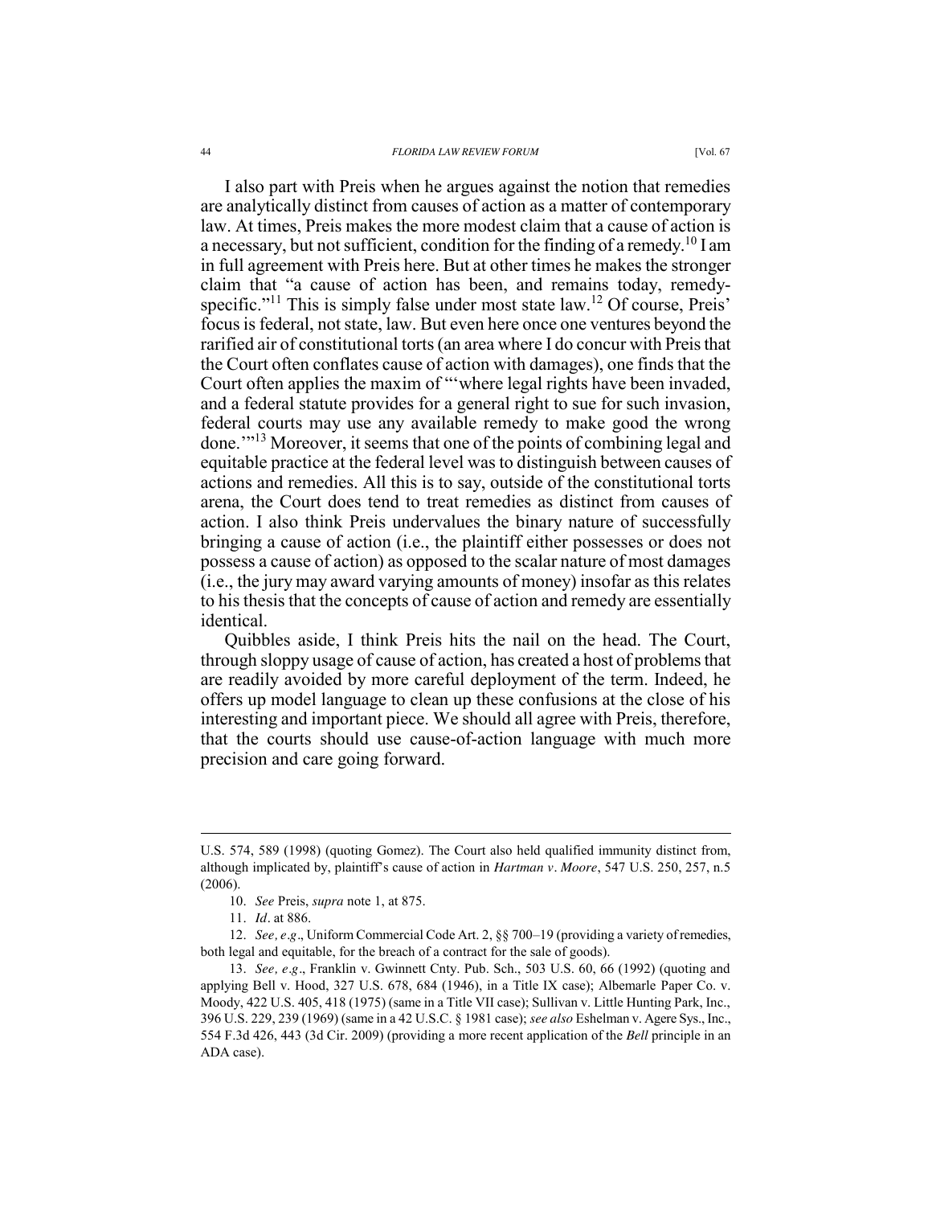I also part with Preis when he argues against the notion that remedies are analytically distinct from causes of action as a matter of contemporary law. At times, Preis makes the more modest claim that a cause of action is a necessary, but not sufficient, condition for the finding of a remedy.[10] I am in full agreement with Preis here. But at other times he makes the stronger claim that "a cause of action has been, and remains today, remedy-specific."[11] This is simply false under most state law.[12] Of course, Preis' focus is federal, not state, law. But even here once one ventures beyond the rarified air of constitutional torts (an area where I do concur with Preis that the Court often conflates cause of action with damages), one finds that the Court often applies the maxim of "'where legal rights have been invaded, and a federal statute provides for a general right to sue for such invasion, federal courts may use any available remedy to make good the wrong done.'"[13] Moreover, it seems that one of the points of combining legal and equitable practice at the federal level was to distinguish between causes of actions and remedies. All this is to say, outside of the constitutional torts arena, the Court does tend to treat remedies as distinct from causes of action. I also think Preis undervalues the binary nature of successfully bringing a cause of action (i.e., the plaintiff either possesses or does not possess a cause of action) as opposed to the scalar nature of most damages (i.e., the jury may award varying amounts of money) insofar as this relates to his thesis that the concepts of cause of action and remedy are essentially identical.

Quibbles aside, I think Preis hits the nail on the head. The Court, through sloppy usage of cause of action, has created a host of problems that are readily avoided by more careful deployment of the term. Indeed, he offers up model language to clean up these confusions at the close of his interesting and important piece. We should all agree with Preis, therefore, that the courts should use cause-of-action language with much more precision and care going forward.

---

U.S. 574, 589 (1998) (quoting Gomez). The Court also held qualified immunity distinct from, although implicated by, plaintiff's cause of action in *Hartman v. Moore*, 547 U.S. 250, 257, n.5 (2006).

10. *See* Preis, *supra* note 1, at 875.

11. *Id*. at 886.

12. *See, e.g*., Uniform Commercial Code Art. 2, §§ 700–19 (providing a variety of remedies, both legal and equitable, for the breach of a contract for the sale of goods).

13. *See, e.g*., Franklin v. Gwinnett Cnty. Pub. Sch., 503 U.S. 60, 66 (1992) (quoting and applying Bell v. Hood, 327 U.S. 678, 684 (1946), in a Title IX case); Albemarle Paper Co. v. Moody, 422 U.S. 405, 418 (1975) (same in a Title VII case); Sullivan v. Little Hunting Park, Inc., 396 U.S. 229, 239 (1969) (same in a 42 U.S.C. § 1981 case); *see also* Eshelman v. Agere Sys., Inc., 554 F.3d 426, 443 (3d Cir. 2009) (providing a more recent application of the *Bell* principle in an ADA case).